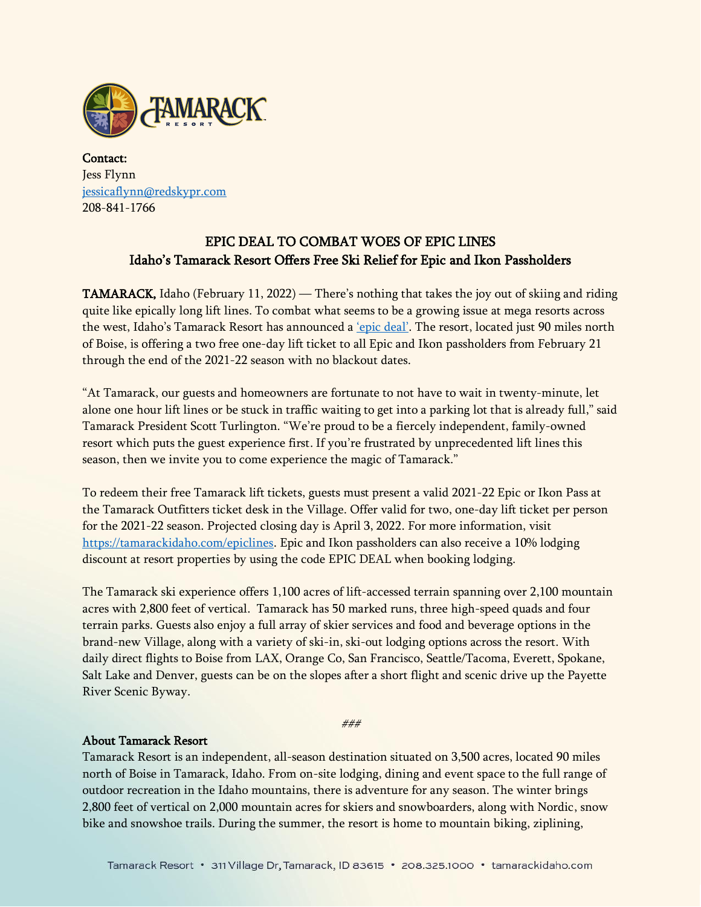**Contact:**
Jess Flynn
[jessicaflynn@redskypr.com](mailto:jessicaflynn@redskypr.com)
208-841-1766

## EPIC DEAL TO COMBAT WOES OF EPIC LINES
## Idaho's Tamarack Resort Offers Free Ski Relief for Epic and Ikon Passholders

**TAMARACK,** Idaho (February 11, 2022) — There's nothing that takes the joy out of skiing and riding quite like epically long lift lines. To combat what seems to be a growing issue at mega resorts across the west, Idaho's Tamarack Resort has announced a 'epic deal'. The resort, located just 90 miles north of Boise, is offering a two free one-day lift ticket to all Epic and Ikon passholders from February 21 through the end of the 2021-22 season with no blackout dates.

"At Tamarack, our guests and homeowners are fortunate to not have to wait in twenty-minute, let alone one hour lift lines or be stuck in traffic waiting to get into a parking lot that is already full," said Tamarack President Scott Turlington. "We're proud to be a fiercely independent, family-owned resort which puts the guest experience first. If you're frustrated by unprecedented lift lines this season, then we invite you to come experience the magic of Tamarack."

To redeem their free Tamarack lift tickets, guests must present a valid 2021-22 Epic or Ikon Pass at the Tamarack Outfitters ticket desk in the Village. Offer valid for two, one-day lift ticket per person for the 2021-22 season. Projected closing day is April 3, 2022. For more information, visit https://tamarackidaho.com/epiclines. Epic and Ikon passholders can also receive a 10% lodging discount at resort properties by using the code EPIC DEAL when booking lodging.

The Tamarack ski experience offers 1,100 acres of lift-accessed terrain spanning over 2,100 mountain acres with 2,800 feet of vertical. Tamarack has 50 marked runs, three high-speed quads and four terrain parks. Guests also enjoy a full array of skier services and food and beverage options in the brand-new Village, along with a variety of ski-in, ski-out lodging options across the resort. With daily direct flights to Boise from LAX, Orange Co, San Francisco, Seattle/Tacoma, Everett, Spokane, Salt Lake and Denver, guests can be on the slopes after a short flight and scenic drive up the Payette River Scenic Byway.

###

**About Tamarack Resort**
Tamarack Resort is an independent, all-season destination situated on 3,500 acres, located 90 miles north of Boise in Tamarack, Idaho. From on-site lodging, dining and event space to the full range of outdoor recreation in the Idaho mountains, there is adventure for any season. The winter brings 2,800 feet of vertical on 2,000 mountain acres for skiers and snowboarders, along with Nordic, snow bike and snowshoe trails. During the summer, the resort is home to mountain biking, ziplining,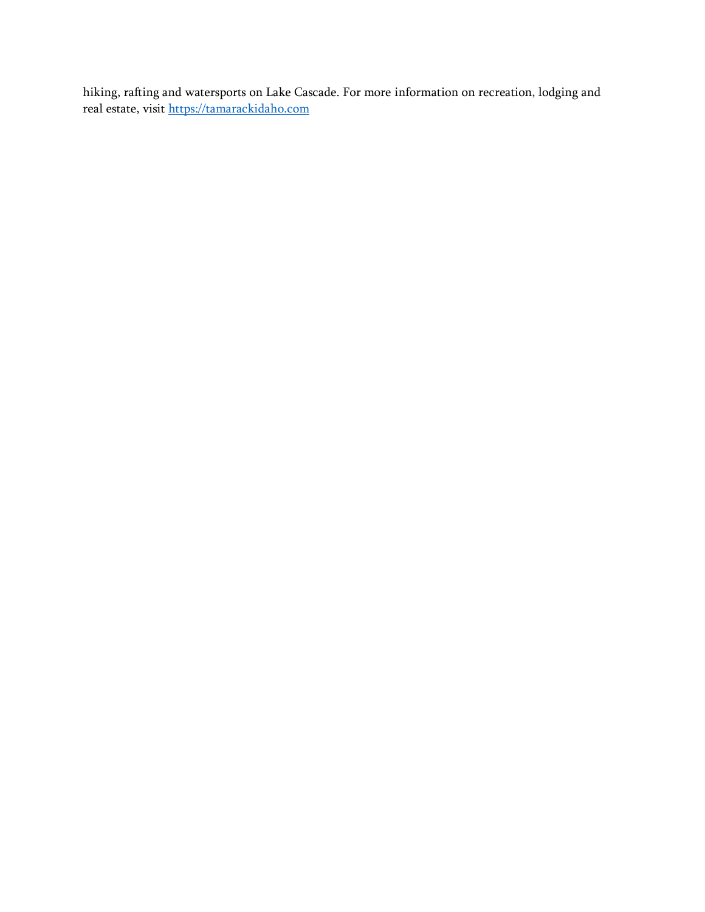hiking, rafting and watersports on Lake Cascade. For more information on recreation, lodging and real estate, visit [https://tamarackidaho.com](https://tamarackidaho.com)